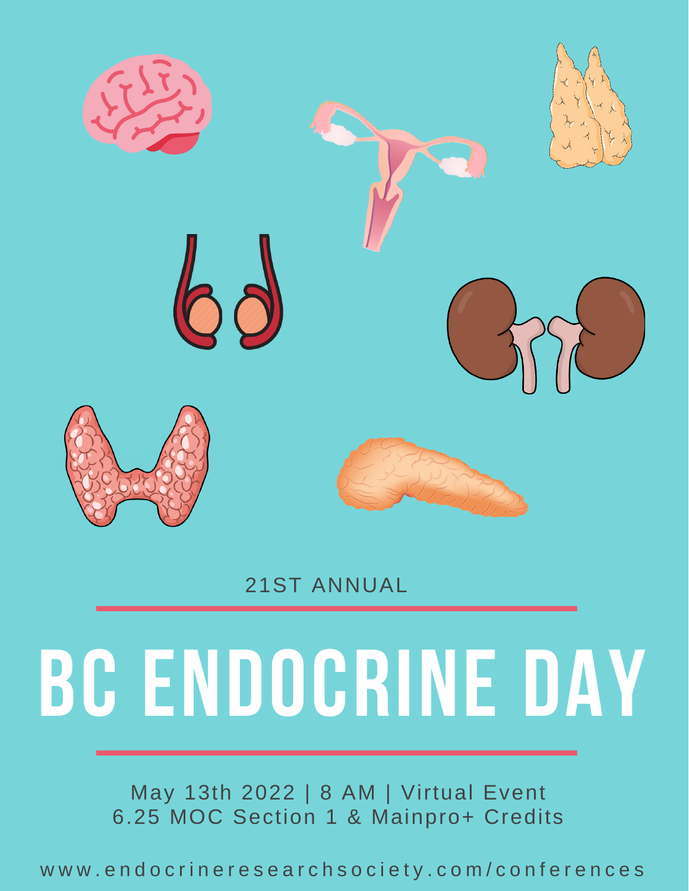21ST ANNUAL

# BC ENDOCRINE DAY

May 13th 2022 | 8 AM | Virtual Event
6.25 MOC Section 1 & Mainpro+ Credits

www.endocrineresearchsociety.com/conferences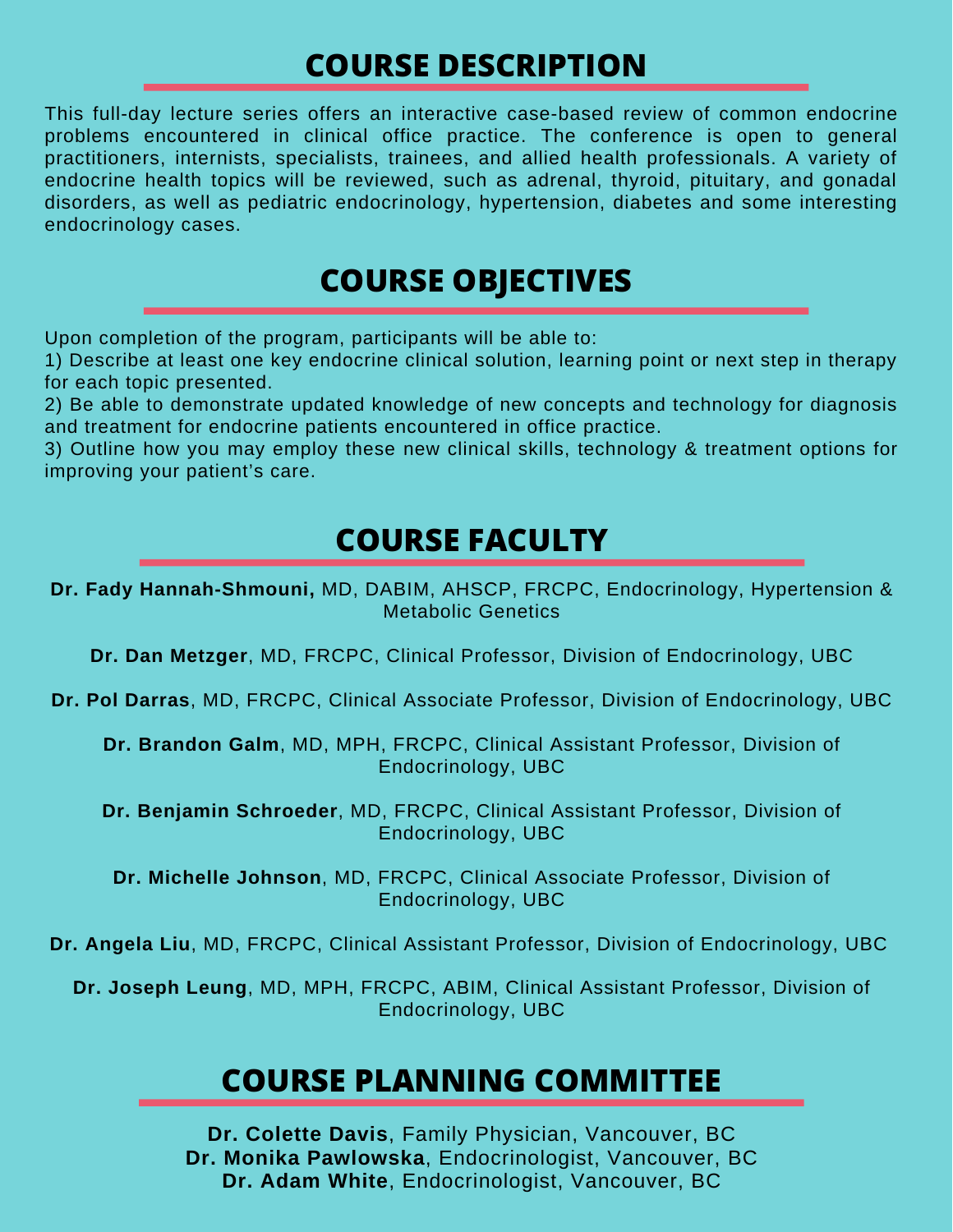## COURSE DESCRIPTION

This full-day lecture series offers an interactive case-based review of common endocrine problems encountered in clinical office practice. The conference is open to general practitioners, internists, specialists, trainees, and allied health professionals. A variety of endocrine health topics will be reviewed, such as adrenal, thyroid, pituitary, and gonadal disorders, as well as pediatric endocrinology, hypertension, diabetes and some interesting endocrinology cases.

## COURSE OBJECTIVES

Upon completion of the program, participants will be able to:

1) Describe at least one key endocrine clinical solution, learning point or next step in therapy for each topic presented.
2) Be able to demonstrate updated knowledge of new concepts and technology for diagnosis and treatment for endocrine patients encountered in office practice.
3) Outline how you may employ these new clinical skills, technology & treatment options for improving your patient's care.

## COURSE FACULTY

**Dr. Fady Hannah-Shmouni,** MD, DABIM, AHSCP, FRCPC, Endocrinology, Hypertension & Metabolic Genetics

**Dr. Dan Metzger**, MD, FRCPC, Clinical Professor, Division of Endocrinology, UBC

**Dr. Pol Darras**, MD, FRCPC, Clinical Associate Professor, Division of Endocrinology, UBC

**Dr. Brandon Galm**, MD, MPH, FRCPC, Clinical Assistant Professor, Division of Endocrinology, UBC

**Dr. Benjamin Schroeder**, MD, FRCPC, Clinical Assistant Professor, Division of Endocrinology, UBC

**Dr. Michelle Johnson**, MD, FRCPC, Clinical Associate Professor, Division of Endocrinology, UBC

**Dr. Angela Liu**, MD, FRCPC, Clinical Assistant Professor, Division of Endocrinology, UBC

**Dr. Joseph Leung**, MD, MPH, FRCPC, ABIM, Clinical Assistant Professor, Division of Endocrinology, UBC

## COURSE PLANNING COMMITTEE

**Dr. Colette Davis**, Family Physician, Vancouver, BC
**Dr. Monika Pawlowska**, Endocrinologist, Vancouver, BC
**Dr. Adam White**, Endocrinologist, Vancouver, BC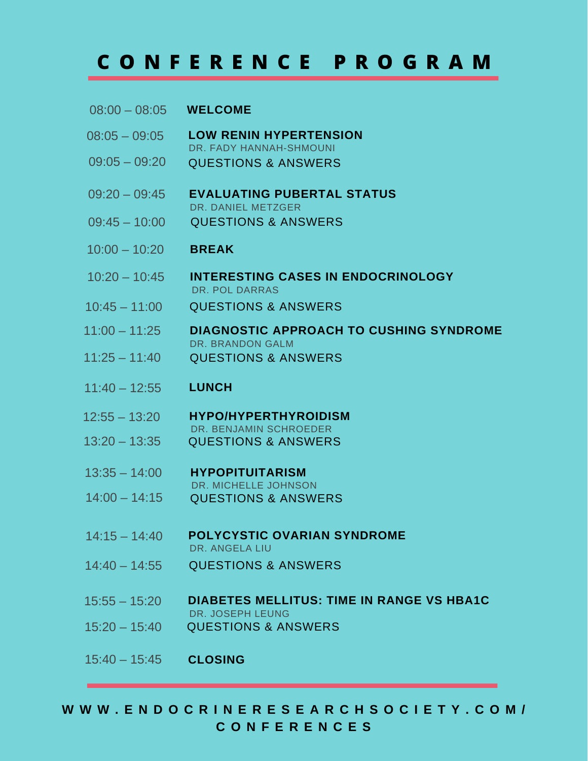# CONFERENCE PROGRAM

| | |
|---|---|
| 08:00 – 08:05 | **WELCOME** |
| 08:05 – 09:05 | **LOW RENIN HYPERTENSION**<br>DR. FADY HANNAH-SHMOUNI |
| 09:05 – 09:20 | QUESTIONS & ANSWERS |
| 09:20 – 09:45 | **EVALUATING PUBERTAL STATUS**<br>DR. DANIEL METZGER |
| 09:45 – 10:00 | QUESTIONS & ANSWERS |
| 10:00 – 10:20 | **BREAK** |
| 10:20 – 10:45 | **INTERESTING CASES IN ENDOCRINOLOGY**<br>DR. POL DARRAS |
| 10:45 – 11:00 | QUESTIONS & ANSWERS |
| 11:00 – 11:25 | **DIAGNOSTIC APPROACH TO CUSHING SYNDROME**<br>DR. BRANDON GALM |
| 11:25 – 11:40 | QUESTIONS & ANSWERS |
| 11:40 – 12:55 | **LUNCH** |
| 12:55 – 13:20 | **HYPO/HYPERTHYROIDISM**<br>DR. BENJAMIN SCHROEDER |
| 13:20 – 13:35 | QUESTIONS & ANSWERS |
| 13:35 – 14:00 | **HYPOPITUITARISM**<br>DR. MICHELLE JOHNSON |
| 14:00 – 14:15 | QUESTIONS & ANSWERS |
| 14:15 – 14:40 | **POLYCYSTIC OVARIAN SYNDROME**<br>DR. ANGELA LIU |
| 14:40 – 14:55 | QUESTIONS & ANSWERS |
| 15:55 – 15:20 | **DIABETES MELLITUS: TIME IN RANGE VS HBA1C**<br>DR. JOSEPH LEUNG |
| 15:20 – 15:40 | QUESTIONS & ANSWERS |
| 15:40 – 15:45 | **CLOSING** |

WWW.ENDOCRINERESEARCHSOCIETY.COM/CONFERENCES